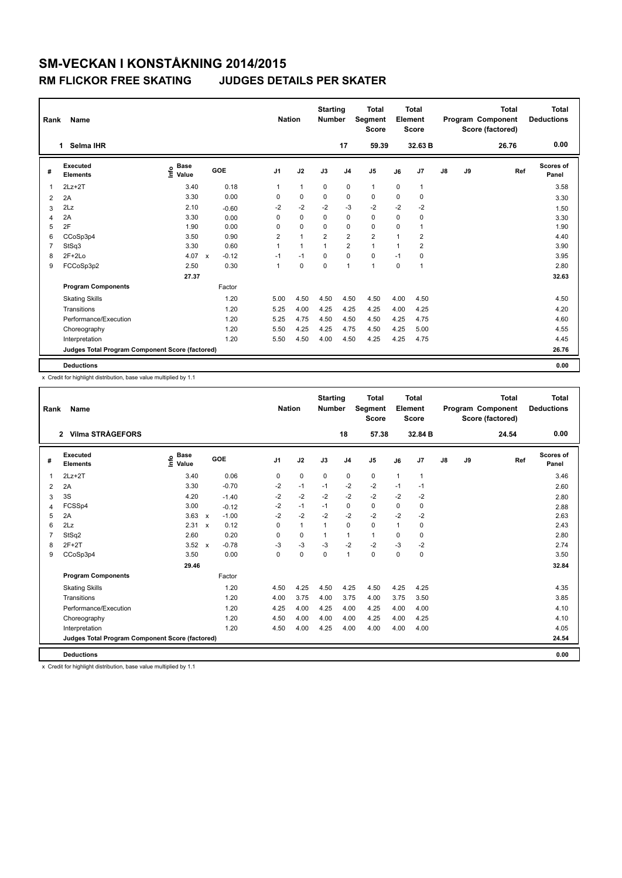# SM-VECKAN I KONSTÅKNING 2014/2015

## RM FLICKOR FREE SKATING JUDGES DETAILS PER SKATER

| Rank | Name | Nation | Starting Number | Total Segment Score | Total Element Score | Total Program Component Score (factored) | Total Deductions |
|---|---|---|---|---|---|---|---|
| 1 | Selma IHR | | 17 | 59.39 | 32.63 B | 26.76 | 0.00 |

| # | Executed Elements | Info | Base Value | | GOE | J1 | J2 | J3 | J4 | J5 | J6 | J7 | J8 | J9 | Ref | Scores of Panel |
|---|---|---|---|---|---|---|---|---|---|---|---|---|---|---|---|---|
| 1 | 2Lz+2T | | 3.40 | | 0.18 | 1 | 1 | 0 | 0 | 1 | 0 | 1 | | | | 3.58 |
| 2 | 2A | | 3.30 | | 0.00 | 0 | 0 | 0 | 0 | 0 | 0 | 0 | | | | 3.30 |
| 3 | 2Lz | | 2.10 | | -0.60 | -2 | -2 | -2 | -3 | -2 | -2 | -2 | | | | 1.50 |
| 4 | 2A | | 3.30 | | 0.00 | 0 | 0 | 0 | 0 | 0 | 0 | 0 | | | | 3.30 |
| 5 | 2F | | 1.90 | | 0.00 | 0 | 0 | 0 | 0 | 0 | 0 | 1 | | | | 1.90 |
| 6 | CCoSp3p4 | | 3.50 | | 0.90 | 2 | 1 | 2 | 2 | 2 | 1 | 2 | | | | 4.40 |
| 7 | StSq3 | | 3.30 | | 0.60 | 1 | 1 | 1 | 2 | 1 | 1 | 2 | | | | 3.90 |
| 8 | 2F+2Lo | | 4.07 | x | -0.12 | -1 | -1 | 0 | 0 | 0 | -1 | 0 | | | | 3.95 |
| 9 | FCCoSp3p2 | | 2.50 | | 0.30 | 1 | 0 | 0 | 1 | 1 | 0 | 1 | | | | 2.80 |
| | | | 27.37 | | | | | | | | | | | | | 32.63 |
| | **Program Components** | | | | Factor | | | | | | | | | | | |
| | Skating Skills | | | | 1.20 | 5.00 | 4.50 | 4.50 | 4.50 | 4.50 | 4.00 | 4.50 | | | | 4.50 |
| | Transitions | | | | 1.20 | 5.25 | 4.00 | 4.25 | 4.25 | 4.25 | 4.00 | 4.25 | | | | 4.20 |
| | Performance/Execution | | | | 1.20 | 5.25 | 4.75 | 4.50 | 4.50 | 4.50 | 4.25 | 4.75 | | | | 4.60 |
| | Choreography | | | | 1.20 | 5.50 | 4.25 | 4.25 | 4.75 | 4.50 | 4.25 | 5.00 | | | | 4.55 |
| | Interpretation | | | | 1.20 | 5.50 | 4.50 | 4.00 | 4.50 | 4.25 | 4.25 | 4.75 | | | | 4.45 |
| | **Judges Total Program Component Score (factored)** | | | | | | | | | | | | | | | 26.76 |
| | **Deductions** | | | | | | | | | | | | | | | 0.00 |

x Credit for highlight distribution, base value multiplied by 1.1

| Rank | Name | Nation | Starting Number | Total Segment Score | Total Element Score | Total Program Component Score (factored) | Total Deductions |
|---|---|---|---|---|---|---|---|
| 2 | Vilma STRÅGEFORS | | 18 | 57.38 | 32.84 B | 24.54 | 0.00 |

| # | Executed Elements | Info | Base Value | | GOE | J1 | J2 | J3 | J4 | J5 | J6 | J7 | J8 | J9 | Ref | Scores of Panel |
|---|---|---|---|---|---|---|---|---|---|---|---|---|---|---|---|---|
| 1 | 2Lz+2T | | 3.40 | | 0.06 | 0 | 0 | 0 | 0 | 0 | 1 | 1 | | | | 3.46 |
| 2 | 2A | | 3.30 | | -0.70 | -2 | -1 | -1 | -2 | -2 | -1 | -1 | | | | 2.60 |
| 3 | 3S | | 4.20 | | -1.40 | -2 | -2 | -2 | -2 | -2 | -2 | -2 | | | | 2.80 |
| 4 | FCSSp4 | | 3.00 | | -0.12 | -2 | -1 | -1 | 0 | 0 | 0 | 0 | | | | 2.88 |
| 5 | 2A | | 3.63 | x | -1.00 | -2 | -2 | -2 | -2 | -2 | -2 | -2 | | | | 2.63 |
| 6 | 2Lz | | 2.31 | x | 0.12 | 0 | 1 | 1 | 0 | 0 | 1 | 0 | | | | 2.43 |
| 7 | StSq2 | | 2.60 | | 0.20 | 0 | 0 | 1 | 1 | 1 | 0 | 0 | | | | 2.80 |
| 8 | 2F+2T | | 3.52 | x | -0.78 | -3 | -3 | -3 | -2 | -2 | -3 | -2 | | | | 2.74 |
| 9 | CCoSp3p4 | | 3.50 | | 0.00 | 0 | 0 | 0 | 1 | 0 | 0 | 0 | | | | 3.50 |
| | | | 29.46 | | | | | | | | | | | | | 32.84 |
| | **Program Components** | | | | Factor | | | | | | | | | | | |
| | Skating Skills | | | | 1.20 | 4.50 | 4.25 | 4.50 | 4.25 | 4.50 | 4.25 | 4.25 | | | | 4.35 |
| | Transitions | | | | 1.20 | 4.00 | 3.75 | 4.00 | 3.75 | 4.00 | 3.75 | 3.50 | | | | 3.85 |
| | Performance/Execution | | | | 1.20 | 4.25 | 4.00 | 4.25 | 4.00 | 4.25 | 4.00 | 4.00 | | | | 4.10 |
| | Choreography | | | | 1.20 | 4.50 | 4.00 | 4.00 | 4.00 | 4.25 | 4.00 | 4.25 | | | | 4.10 |
| | Interpretation | | | | 1.20 | 4.50 | 4.00 | 4.25 | 4.00 | 4.00 | 4.00 | 4.00 | | | | 4.05 |
| | **Judges Total Program Component Score (factored)** | | | | | | | | | | | | | | | 24.54 |
| | **Deductions** | | | | | | | | | | | | | | | 0.00 |

x Credit for highlight distribution, base value multiplied by 1.1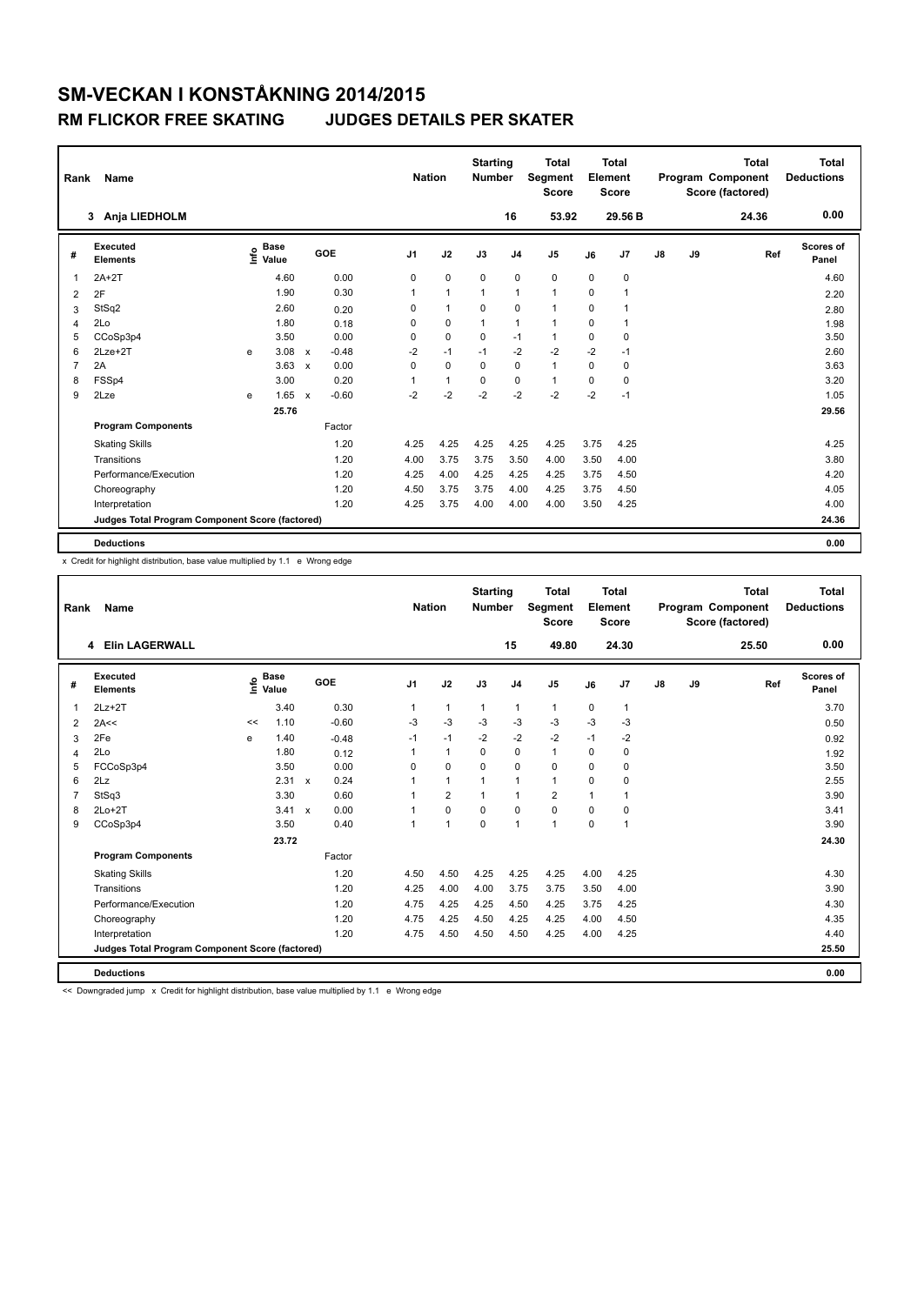# SM-VECKAN I KONSTÅKNING 2014/2015

## RM FLICKOR FREE SKATING JUDGES DETAILS PER SKATER

| Rank | Name | Nation | Starting Number | Total Segment Score | Total Element Score | Total Program Component Score (factored) | Total Deductions |
|---|---|---|---|---|---|---|---|
| 3 | Anja LIEDHOLM | | 16 | 53.92 | 29.56 B | 24.36 | 0.00 |

| # | Executed Elements | Info | Base Value | | GOE | J1 | J2 | J3 | J4 | J5 | J6 | J7 | J8 | J9 | Ref | Scores of Panel |
|---|---|---|---|---|---|---|---|---|---|---|---|---|---|---|---|---|
| 1 | 2A+2T | | 4.60 | | 0.00 | 0 | 0 | 0 | 0 | 0 | 0 | 0 | | | | 4.60 |
| 2 | 2F | | 1.90 | | 0.30 | 1 | 1 | 1 | 1 | 1 | 0 | 1 | | | | 2.20 |
| 3 | StSq2 | | 2.60 | | 0.20 | 0 | 1 | 0 | 0 | 1 | 0 | 1 | | | | 2.80 |
| 4 | 2Lo | | 1.80 | | 0.18 | 0 | 0 | 1 | 1 | 1 | 0 | 1 | | | | 1.98 |
| 5 | CCoSp3p4 | | 3.50 | | 0.00 | 0 | 0 | 0 | -1 | 1 | 0 | 0 | | | | 3.50 |
| 6 | 2Lze+2T | e | 3.08 | x | -0.48 | -2 | -1 | -1 | -2 | -2 | -2 | -1 | | | | 2.60 |
| 7 | 2A | | 3.63 | x | 0.00 | 0 | 0 | 0 | 0 | 1 | 0 | 0 | | | | 3.63 |
| 8 | FSSp4 | | 3.00 | | 0.20 | 1 | 1 | 0 | 0 | 1 | 0 | 0 | | | | 3.20 |
| 9 | 2Lze | e | 1.65 | x | -0.60 | -2 | -2 | -2 | -2 | -2 | -2 | -1 | | | | 1.05 |
| | | | 25.76 | | | | | | | | | | | | | 29.56 |
| | **Program Components** | | | | Factor | | | | | | | | | | | |
| | Skating Skills | | | | 1.20 | 4.25 | 4.25 | 4.25 | 4.25 | 4.25 | 3.75 | 4.25 | | | | 4.25 |
| | Transitions | | | | 1.20 | 4.00 | 3.75 | 3.75 | 3.50 | 4.00 | 3.50 | 4.00 | | | | 3.80 |
| | Performance/Execution | | | | 1.20 | 4.25 | 4.00 | 4.25 | 4.25 | 4.25 | 3.75 | 4.50 | | | | 4.20 |
| | Choreography | | | | 1.20 | 4.50 | 3.75 | 3.75 | 4.00 | 4.25 | 3.75 | 4.50 | | | | 4.05 |
| | Interpretation | | | | 1.20 | 4.25 | 3.75 | 4.00 | 4.00 | 4.00 | 3.50 | 4.25 | | | | 4.00 |
| | Judges Total Program Component Score (factored) | | | | | | | | | | | | | | | 24.36 |
| | **Deductions** | | | | | | | | | | | | | | | 0.00 |

x Credit for highlight distribution, base value multiplied by 1.1 e Wrong edge

| Rank | Name | Nation | Starting Number | Total Segment Score | Total Element Score | Total Program Component Score (factored) | Total Deductions |
|---|---|---|---|---|---|---|---|
| 4 | Elin LAGERWALL | | 15 | 49.80 | 24.30 | 25.50 | 0.00 |

| # | Executed Elements | Info | Base Value | | GOE | J1 | J2 | J3 | J4 | J5 | J6 | J7 | J8 | J9 | Ref | Scores of Panel |
|---|---|---|---|---|---|---|---|---|---|---|---|---|---|---|---|---|
| 1 | 2Lz+2T | | 3.40 | | 0.30 | 1 | 1 | 1 | 1 | 1 | 0 | 1 | | | | 3.70 |
| 2 | 2A<< | << | 1.10 | | -0.60 | -3 | -3 | -3 | -3 | -3 | -3 | -3 | | | | 0.50 |
| 3 | 2Fe | e | 1.40 | | -0.48 | -1 | -1 | -2 | -2 | -2 | -1 | -2 | | | | 0.92 |
| 4 | 2Lo | | 1.80 | | 0.12 | 1 | 1 | 0 | 0 | 1 | 0 | 0 | | | | 1.92 |
| 5 | FCCoSp3p4 | | 3.50 | | 0.00 | 0 | 0 | 0 | 0 | 0 | 0 | 0 | | | | 3.50 |
| 6 | 2Lz | | 2.31 | x | 0.24 | 1 | 1 | 1 | 1 | 1 | 0 | 0 | | | | 2.55 |
| 7 | StSq3 | | 3.30 | | 0.60 | 1 | 2 | 1 | 1 | 2 | 1 | 1 | | | | 3.90 |
| 8 | 2Lo+2T | | 3.41 | x | 0.00 | 1 | 0 | 0 | 0 | 0 | 0 | 0 | | | | 3.41 |
| 9 | CCoSp3p4 | | 3.50 | | 0.40 | 1 | 1 | 0 | 1 | 1 | 0 | 1 | | | | 3.90 |
| | | | 23.72 | | | | | | | | | | | | | 24.30 |
| | **Program Components** | | | | Factor | | | | | | | | | | | |
| | Skating Skills | | | | 1.20 | 4.50 | 4.50 | 4.25 | 4.25 | 4.25 | 4.00 | 4.25 | | | | 4.30 |
| | Transitions | | | | 1.20 | 4.25 | 4.00 | 4.00 | 3.75 | 3.75 | 3.50 | 4.00 | | | | 3.90 |
| | Performance/Execution | | | | 1.20 | 4.75 | 4.25 | 4.25 | 4.50 | 4.25 | 3.75 | 4.25 | | | | 4.30 |
| | Choreography | | | | 1.20 | 4.75 | 4.25 | 4.50 | 4.25 | 4.25 | 4.00 | 4.50 | | | | 4.35 |
| | Interpretation | | | | 1.20 | 4.75 | 4.50 | 4.50 | 4.50 | 4.25 | 4.00 | 4.25 | | | | 4.40 |
| | Judges Total Program Component Score (factored) | | | | | | | | | | | | | | | 25.50 |
| | **Deductions** | | | | | | | | | | | | | | | 0.00 |

<< Downgraded jump x Credit for highlight distribution, base value multiplied by 1.1 e Wrong edge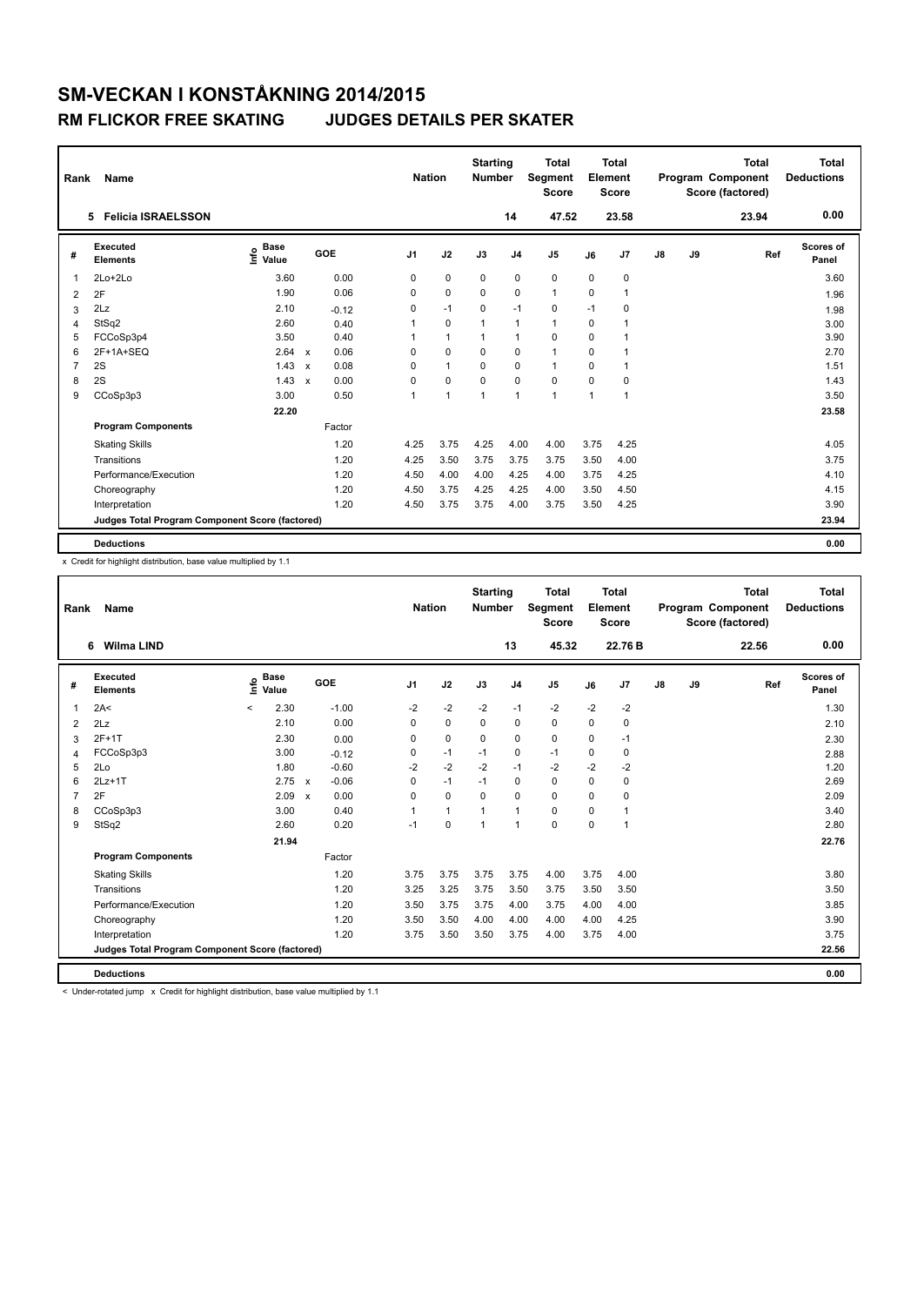# SM-VECKAN I KONSTÅKNING 2014/2015

## RM FLICKOR FREE SKATING JUDGES DETAILS PER SKATER

| Rank | Name | Nation | Starting Number | Total Segment Score | Total Element Score | Total Program Component Score (factored) | Total Deductions |
|---|---|---|---|---|---|---|---|
| 5 | Felicia ISRAELSSON | | 14 | 47.52 | 23.58 | 23.94 | 0.00 |

| # | Executed Elements | Info | Base Value | | GOE | J1 | J2 | J3 | J4 | J5 | J6 | J7 | J8 | J9 | Ref | Scores of Panel |
|---|---|---|---|---|---|---|---|---|---|---|---|---|---|---|---|---|
| 1 | 2Lo+2Lo | | 3.60 | | 0.00 | 0 | 0 | 0 | 0 | 0 | 0 | 0 | | | | 3.60 |
| 2 | 2F | | 1.90 | | 0.06 | 0 | 0 | 0 | 0 | 1 | 0 | 1 | | | | 1.96 |
| 3 | 2Lz | | 2.10 | | -0.12 | 0 | -1 | 0 | -1 | 0 | -1 | 0 | | | | 1.98 |
| 4 | StSq2 | | 2.60 | | 0.40 | 1 | 0 | 1 | 1 | 1 | 0 | 1 | | | | 3.00 |
| 5 | FCCoSp3p4 | | 3.50 | | 0.40 | 1 | 1 | 1 | 1 | 0 | 0 | 1 | | | | 3.90 |
| 6 | 2F+1A+SEQ | | 2.64 | x | 0.06 | 0 | 0 | 0 | 0 | 1 | 0 | 1 | | | | 2.70 |
| 7 | 2S | | 1.43 | x | 0.08 | 0 | 1 | 0 | 0 | 1 | 0 | 1 | | | | 1.51 |
| 8 | 2S | | 1.43 | x | 0.00 | 0 | 0 | 0 | 0 | 0 | 0 | 0 | | | | 1.43 |
| 9 | CCoSp3p3 | | 3.00 | | 0.50 | 1 | 1 | 1 | 1 | 1 | 1 | 1 | | | | 3.50 |
| | | | 22.20 | | | | | | | | | | | | | 23.58 |
| | **Program Components** | | | | Factor | | | | | | | | | | | |
| | Skating Skills | | | | 1.20 | 4.25 | 3.75 | 4.25 | 4.00 | 4.00 | 3.75 | 4.25 | | | | 4.05 |
| | Transitions | | | | 1.20 | 4.25 | 3.50 | 3.75 | 3.75 | 3.75 | 3.50 | 4.00 | | | | 3.75 |
| | Performance/Execution | | | | 1.20 | 4.50 | 4.00 | 4.00 | 4.25 | 4.00 | 3.75 | 4.25 | | | | 4.10 |
| | Choreography | | | | 1.20 | 4.50 | 3.75 | 4.25 | 4.25 | 4.00 | 3.50 | 4.50 | | | | 4.15 |
| | Interpretation | | | | 1.20 | 4.50 | 3.75 | 3.75 | 4.00 | 3.75 | 3.50 | 4.25 | | | | 3.90 |
| | Judges Total Program Component Score (factored) | | | | | | | | | | | | | | | 23.94 |
| | **Deductions** | | | | | | | | | | | | | | | 0.00 |

x Credit for highlight distribution, base value multiplied by 1.1

| Rank | Name | Nation | Starting Number | Total Segment Score | Total Element Score | Total Program Component Score (factored) | Total Deductions |
|---|---|---|---|---|---|---|---|
| 6 | Wilma LIND | | 13 | 45.32 | 22.76 B | 22.56 | 0.00 |

| # | Executed Elements | Info | Base Value | | GOE | J1 | J2 | J3 | J4 | J5 | J6 | J7 | J8 | J9 | Ref | Scores of Panel |
|---|---|---|---|---|---|---|---|---|---|---|---|---|---|---|---|---|
| 1 | 2A< | < | 2.30 | | -1.00 | -2 | -2 | -2 | -1 | -2 | -2 | -2 | | | | 1.30 |
| 2 | 2Lz | | 2.10 | | 0.00 | 0 | 0 | 0 | 0 | 0 | 0 | 0 | | | | 2.10 |
| 3 | 2F+1T | | 2.30 | | 0.00 | 0 | 0 | 0 | 0 | 0 | 0 | -1 | | | | 2.30 |
| 4 | FCCoSp3p3 | | 3.00 | | -0.12 | 0 | -1 | -1 | 0 | -1 | 0 | 0 | | | | 2.88 |
| 5 | 2Lo | | 1.80 | | -0.60 | -2 | -2 | -2 | -1 | -2 | -2 | -2 | | | | 1.20 |
| 6 | 2Lz+1T | | 2.75 | x | -0.06 | 0 | -1 | -1 | 0 | 0 | 0 | 0 | | | | 2.69 |
| 7 | 2F | | 2.09 | x | 0.00 | 0 | 0 | 0 | 0 | 0 | 0 | 0 | | | | 2.09 |
| 8 | CCoSp3p3 | | 3.00 | | 0.40 | 1 | 1 | 1 | 1 | 0 | 0 | 1 | | | | 3.40 |
| 9 | StSq2 | | 2.60 | | 0.20 | -1 | 0 | 1 | 1 | 0 | 0 | 1 | | | | 2.80 |
| | | | 21.94 | | | | | | | | | | | | | 22.76 |
| | **Program Components** | | | | Factor | | | | | | | | | | | |
| | Skating Skills | | | | 1.20 | 3.75 | 3.75 | 3.75 | 3.75 | 4.00 | 3.75 | 4.00 | | | | 3.80 |
| | Transitions | | | | 1.20 | 3.25 | 3.25 | 3.75 | 3.50 | 3.75 | 3.50 | 3.50 | | | | 3.50 |
| | Performance/Execution | | | | 1.20 | 3.50 | 3.75 | 3.75 | 4.00 | 3.75 | 4.00 | 4.00 | | | | 3.85 |
| | Choreography | | | | 1.20 | 3.50 | 3.50 | 4.00 | 4.00 | 4.00 | 4.00 | 4.25 | | | | 3.90 |
| | Interpretation | | | | 1.20 | 3.75 | 3.50 | 3.50 | 3.75 | 4.00 | 3.75 | 4.00 | | | | 3.75 |
| | Judges Total Program Component Score (factored) | | | | | | | | | | | | | | | 22.56 |
| | **Deductions** | | | | | | | | | | | | | | | 0.00 |

< Under-rotated jump x Credit for highlight distribution, base value multiplied by 1.1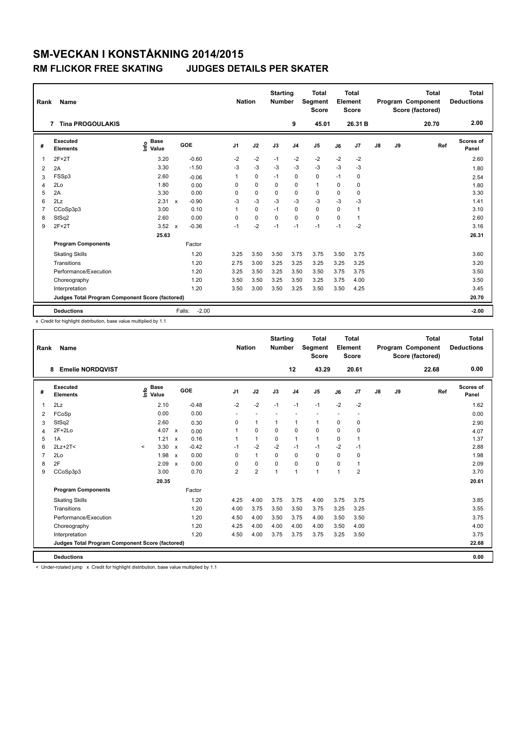# SM-VECKAN I KONSTÅKNING 2014/2015

## RM FLICKOR FREE SKATING    JUDGES DETAILS PER SKATER

| Rank | Name | Nation | Starting Number | Total Segment Score | Total Element Score | Total Program Component Score (factored) | Total Deductions |
|---|---|---|---|---|---|---|---|
| 7 | Tina PROGOULAKIS | | 9 | 45.01 | 26.31 B | 20.70 | 2.00 |

| # | Executed Elements | Info | Base Value | | GOE | J1 | J2 | J3 | J4 | J5 | J6 | J7 | J8 | J9 | Ref | Scores of Panel |
|---|---|---|---|---|---|---|---|---|---|---|---|---|---|---|---|---|
| 1 | 2F+2T | | 3.20 | | -0.60 | -2 | -2 | -1 | -2 | -2 | -2 | -2 | | | | 2.60 |
| 2 | 2A | | 3.30 | | -1.50 | -3 | -3 | -3 | -3 | -3 | -3 | -3 | | | | 1.80 |
| 3 | FSSp3 | | 2.60 | | -0.06 | 1 | 0 | -1 | 0 | 0 | -1 | 0 | | | | 2.54 |
| 4 | 2Lo | | 1.80 | | 0.00 | 0 | 0 | 0 | 0 | 1 | 0 | 0 | | | | 1.80 |
| 5 | 2A | | 3.30 | | 0.00 | 0 | 0 | 0 | 0 | 0 | 0 | 0 | | | | 3.30 |
| 6 | 2Lz | | 2.31 | x | -0.90 | -3 | -3 | -3 | -3 | -3 | -3 | -3 | | | | 1.41 |
| 7 | CCoSp3p3 | | 3.00 | | 0.10 | 1 | 0 | -1 | 0 | 0 | 0 | 1 | | | | 3.10 |
| 8 | StSq2 | | 2.60 | | 0.00 | 0 | 0 | 0 | 0 | 0 | 0 | 1 | | | | 2.60 |
| 9 | 2F+2T | | 3.52 | x | -0.36 | -1 | -2 | -1 | -1 | -1 | -1 | -2 | | | | 3.16 |
| | | | 25.63 | | | | | | | | | | | | | 26.31 |
| | **Program Components** | | | | Factor | | | | | | | | | | | |
| | Skating Skills | | | | 1.20 | 3.25 | 3.50 | 3.50 | 3.75 | 3.75 | 3.50 | 3.75 | | | | 3.60 |
| | Transitions | | | | 1.20 | 2.75 | 3.00 | 3.25 | 3.25 | 3.25 | 3.25 | 3.25 | | | | 3.20 |
| | Performance/Execution | | | | 1.20 | 3.25 | 3.50 | 3.25 | 3.50 | 3.50 | 3.75 | 3.75 | | | | 3.50 |
| | Choreography | | | | 1.20 | 3.50 | 3.50 | 3.25 | 3.50 | 3.25 | 3.75 | 4.00 | | | | 3.50 |
| | Interpretation | | | | 1.20 | 3.50 | 3.00 | 3.50 | 3.25 | 3.50 | 3.50 | 4.25 | | | | 3.45 |
| | Judges Total Program Component Score (factored) | | | | | | | | | | | | | | | 20.70 |
| | **Deductions** | | | | Falls: -2.00 | | | | | | | | | | | -2.00 |

x Credit for highlight distribution, base value multiplied by 1.1

| Rank | Name | Nation | Starting Number | Total Segment Score | Total Element Score | Total Program Component Score (factored) | Total Deductions |
|---|---|---|---|---|---|---|---|
| 8 | Emelie NORDQVIST | | 12 | 43.29 | 20.61 | 22.68 | 0.00 |

| # | Executed Elements | Info | Base Value | | GOE | J1 | J2 | J3 | J4 | J5 | J6 | J7 | J8 | J9 | Ref | Scores of Panel |
|---|---|---|---|---|---|---|---|---|---|---|---|---|---|---|---|---|
| 1 | 2Lz | | 2.10 | | -0.48 | -2 | -2 | -1 | -1 | -1 | -2 | -2 | | | | 1.62 |
| 2 | FCoSp | | 0.00 | | 0.00 | - | - | - | - | - | - | - | | | | 0.00 |
| 3 | StSq2 | | 2.60 | | 0.30 | 0 | 1 | 1 | 1 | 1 | 0 | 0 | | | | 2.90 |
| 4 | 2F+2Lo | | 4.07 | x | 0.00 | 1 | 0 | 0 | 0 | 0 | 0 | 0 | | | | 4.07 |
| 5 | 1A | | 1.21 | x | 0.16 | 1 | 1 | 0 | 1 | 1 | 0 | 1 | | | | 1.37 |
| 6 | 2Lz+2T< | < | 3.30 | x | -0.42 | -1 | -2 | -2 | -1 | -1 | -2 | -1 | | | | 2.88 |
| 7 | 2Lo | | 1.98 | x | 0.00 | 0 | 1 | 0 | 0 | 0 | 0 | 0 | | | | 1.98 |
| 8 | 2F | | 2.09 | x | 0.00 | 0 | 0 | 0 | 0 | 0 | 0 | 1 | | | | 2.09 |
| 9 | CCoSp3p3 | | 3.00 | | 0.70 | 2 | 2 | 1 | 1 | 1 | 1 | 2 | | | | 3.70 |
| | | | 20.35 | | | | | | | | | | | | | 20.61 |
| | **Program Components** | | | | Factor | | | | | | | | | | | |
| | Skating Skills | | | | 1.20 | 4.25 | 4.00 | 3.75 | 3.75 | 4.00 | 3.75 | 3.75 | | | | 3.85 |
| | Transitions | | | | 1.20 | 4.00 | 3.75 | 3.50 | 3.50 | 3.75 | 3.25 | 3.25 | | | | 3.55 |
| | Performance/Execution | | | | 1.20 | 4.50 | 4.00 | 3.50 | 3.75 | 4.00 | 3.50 | 3.50 | | | | 3.75 |
| | Choreography | | | | 1.20 | 4.25 | 4.00 | 4.00 | 4.00 | 4.00 | 3.50 | 4.00 | | | | 4.00 |
| | Interpretation | | | | 1.20 | 4.50 | 4.00 | 3.75 | 3.75 | 3.75 | 3.25 | 3.50 | | | | 3.75 |
| | Judges Total Program Component Score (factored) | | | | | | | | | | | | | | | 22.68 |
| | **Deductions** | | | | | | | | | | | | | | | 0.00 |

< Under-rotated jump x Credit for highlight distribution, base value multiplied by 1.1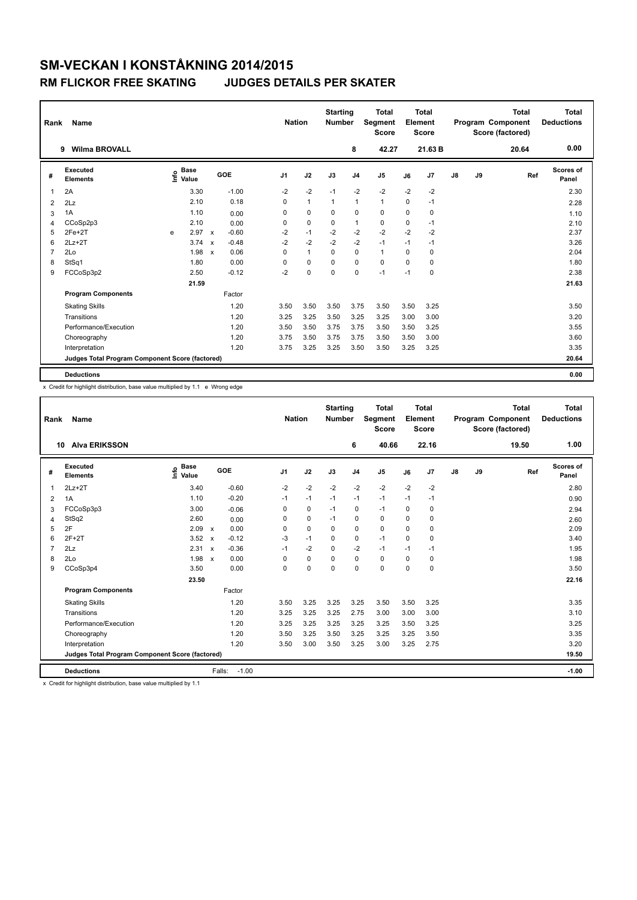# SM-VECKAN I KONSTÅKNING 2014/2015

## RM FLICKOR FREE SKATING JUDGES DETAILS PER SKATER

| Rank | Name | Nation | Starting Number | Total Segment Score | Total Element Score | Total Program Component Score (factored) | Total Deductions |
|---|---|---|---|---|---|---|---|
| 9 | Wilma BROVALL | | 8 | 42.27 | 21.63 B | 20.64 | 0.00 |

| # | Executed Elements | Info | Base Value | | GOE | J1 | J2 | J3 | J4 | J5 | J6 | J7 | J8 | J9 | Ref | Scores of Panel |
|---|---|---|---|---|---|---|---|---|---|---|---|---|---|---|---|---|
| 1 | 2A | | 3.30 | | -1.00 | -2 | -2 | -1 | -2 | -2 | -2 | -2 | | | | 2.30 |
| 2 | 2Lz | | 2.10 | | 0.18 | 0 | 1 | 1 | 1 | 1 | 0 | -1 | | | | 2.28 |
| 3 | 1A | | 1.10 | | 0.00 | 0 | 0 | 0 | 0 | 0 | 0 | 0 | | | | 1.10 |
| 4 | CCoSp2p3 | | 2.10 | | 0.00 | 0 | 0 | 0 | 1 | 0 | 0 | -1 | | | | 2.10 |
| 5 | 2Fe+2T | e | 2.97 | x | -0.60 | -2 | -1 | -2 | -2 | -2 | -2 | -2 | | | | 2.37 |
| 6 | 2Lz+2T | | 3.74 | x | -0.48 | -2 | -2 | -2 | -2 | -1 | -1 | -1 | | | | 3.26 |
| 7 | 2Lo | | 1.98 | x | 0.06 | 0 | 1 | 0 | 0 | 1 | 0 | 0 | | | | 2.04 |
| 8 | StSq1 | | 1.80 | | 0.00 | 0 | 0 | 0 | 0 | 0 | 0 | 0 | | | | 1.80 |
| 9 | FCCoSp3p2 | | 2.50 | | -0.12 | -2 | 0 | 0 | 0 | -1 | -1 | 0 | | | | 2.38 |
| | | | 21.59 | | | | | | | | | | | | | 21.63 |
| | **Program Components** | | | | Factor | | | | | | | | | | | |
| | Skating Skills | | | | 1.20 | 3.50 | 3.50 | 3.50 | 3.75 | 3.50 | 3.50 | 3.25 | | | | 3.50 |
| | Transitions | | | | 1.20 | 3.25 | 3.25 | 3.50 | 3.25 | 3.25 | 3.00 | 3.00 | | | | 3.20 |
| | Performance/Execution | | | | 1.20 | 3.50 | 3.50 | 3.75 | 3.75 | 3.50 | 3.50 | 3.25 | | | | 3.55 |
| | Choreography | | | | 1.20 | 3.75 | 3.50 | 3.75 | 3.75 | 3.50 | 3.50 | 3.00 | | | | 3.60 |
| | Interpretation | | | | 1.20 | 3.75 | 3.25 | 3.25 | 3.50 | 3.50 | 3.25 | 3.25 | | | | 3.35 |
| | Judges Total Program Component Score (factored) | | | | | | | | | | | | | | | 20.64 |
| | **Deductions** | | | | | | | | | | | | | | | 0.00 |

x Credit for highlight distribution, base value multiplied by 1.1 e Wrong edge

| Rank | Name | Nation | Starting Number | Total Segment Score | Total Element Score | Total Program Component Score (factored) | Total Deductions |
|---|---|---|---|---|---|---|---|
| 10 | Alva ERIKSSON | | 6 | 40.66 | 22.16 | 19.50 | 1.00 |

| # | Executed Elements | Info | Base Value | | GOE | J1 | J2 | J3 | J4 | J5 | J6 | J7 | J8 | J9 | Ref | Scores of Panel |
|---|---|---|---|---|---|---|---|---|---|---|---|---|---|---|---|---|
| 1 | 2Lz+2T | | 3.40 | | -0.60 | -2 | -2 | -2 | -2 | -2 | -2 | -2 | | | | 2.80 |
| 2 | 1A | | 1.10 | | -0.20 | -1 | -1 | -1 | -1 | -1 | -1 | -1 | | | | 0.90 |
| 3 | FCCoSp3p3 | | 3.00 | | -0.06 | 0 | 0 | -1 | 0 | -1 | 0 | 0 | | | | 2.94 |
| 4 | StSq2 | | 2.60 | | 0.00 | 0 | 0 | -1 | 0 | 0 | 0 | 0 | | | | 2.60 |
| 5 | 2F | | 2.09 | x | 0.00 | 0 | 0 | 0 | 0 | 0 | 0 | 0 | | | | 2.09 |
| 6 | 2F+2T | | 3.52 | x | -0.12 | -3 | -1 | 0 | 0 | -1 | 0 | 0 | | | | 3.40 |
| 7 | 2Lz | | 2.31 | x | -0.36 | -1 | -2 | 0 | -2 | -1 | -1 | -1 | | | | 1.95 |
| 8 | 2Lo | | 1.98 | x | 0.00 | 0 | 0 | 0 | 0 | 0 | 0 | 0 | | | | 1.98 |
| 9 | CCoSp3p4 | | 3.50 | | 0.00 | 0 | 0 | 0 | 0 | 0 | 0 | 0 | | | | 3.50 |
| | | | 23.50 | | | | | | | | | | | | | 22.16 |
| | **Program Components** | | | | Factor | | | | | | | | | | | |
| | Skating Skills | | | | 1.20 | 3.50 | 3.25 | 3.25 | 3.25 | 3.50 | 3.50 | 3.25 | | | | 3.35 |
| | Transitions | | | | 1.20 | 3.25 | 3.25 | 3.25 | 2.75 | 3.00 | 3.00 | 3.00 | | | | 3.10 |
| | Performance/Execution | | | | 1.20 | 3.25 | 3.25 | 3.25 | 3.25 | 3.25 | 3.50 | 3.25 | | | | 3.25 |
| | Choreography | | | | 1.20 | 3.50 | 3.25 | 3.50 | 3.25 | 3.25 | 3.25 | 3.50 | | | | 3.35 |
| | Interpretation | | | | 1.20 | 3.50 | 3.00 | 3.50 | 3.25 | 3.00 | 3.25 | 2.75 | | | | 3.20 |
| | Judges Total Program Component Score (factored) | | | | | | | | | | | | | | | 19.50 |
| | **Deductions** | | Falls: | | -1.00 | | | | | | | | | | | -1.00 |

x Credit for highlight distribution, base value multiplied by 1.1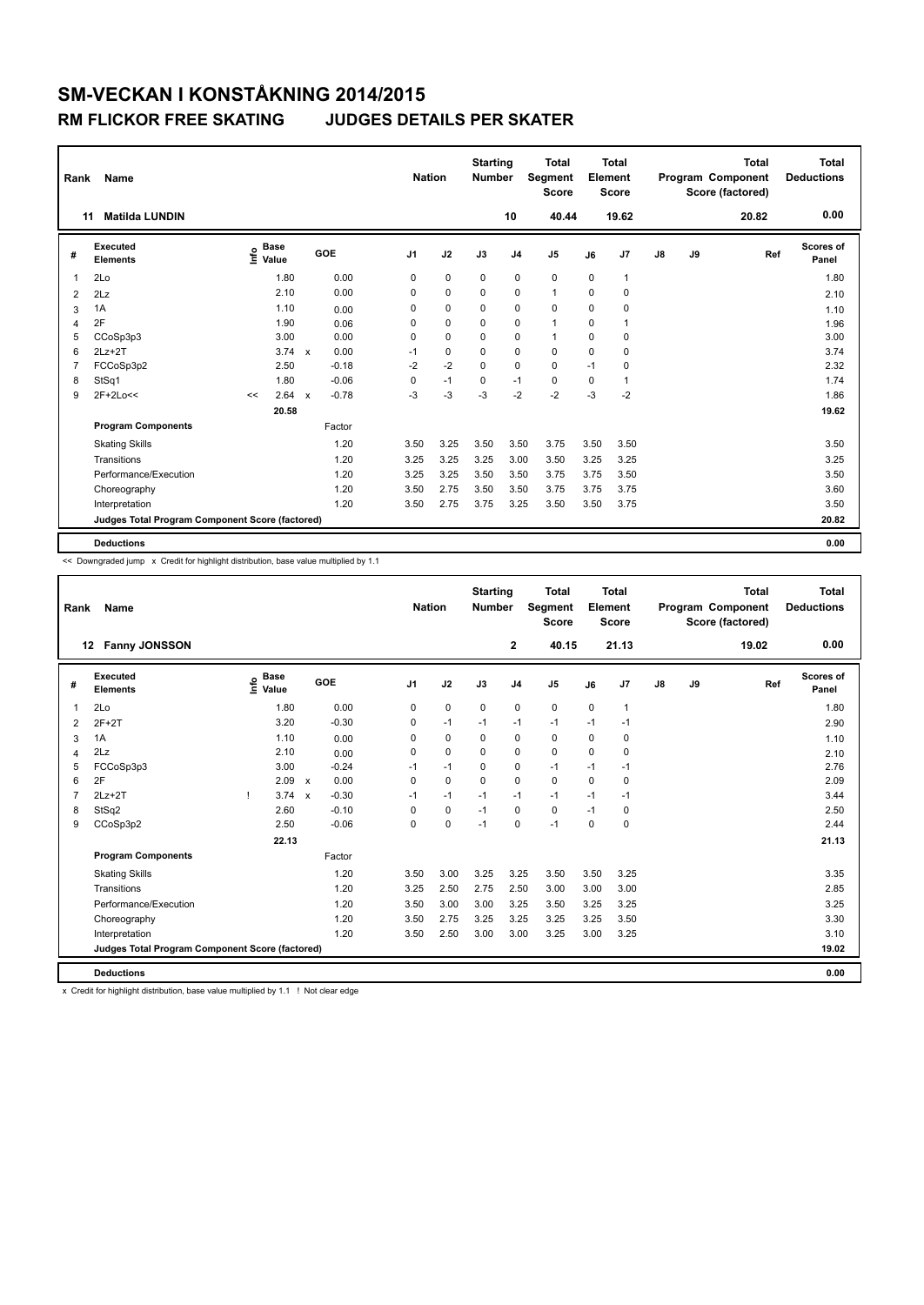# SM-VECKAN I KONSTÅKNING 2014/2015

## RM FLICKOR FREE SKATING JUDGES DETAILS PER SKATER

| Rank | Name | Nation | Starting Number | Total Segment Score | Total Element Score | Total Program Component Score (factored) | Total Deductions |
|---|---|---|---|---|---|---|---|
| 11 | Matilda LUNDIN | | 10 | 40.44 | 19.62 | 20.82 | 0.00 |

| # | Executed Elements | Info | Base Value | | GOE | J1 | J2 | J3 | J4 | J5 | J6 | J7 | J8 | J9 | Ref | Scores of Panel |
|---|---|---|---|---|---|---|---|---|---|---|---|---|---|---|---|---|
| 1 | 2Lo | | 1.80 | | 0.00 | 0 | 0 | 0 | 0 | 0 | 0 | 1 | | | | 1.80 |
| 2 | 2Lz | | 2.10 | | 0.00 | 0 | 0 | 0 | 0 | 1 | 0 | 0 | | | | 2.10 |
| 3 | 1A | | 1.10 | | 0.00 | 0 | 0 | 0 | 0 | 0 | 0 | 0 | | | | 1.10 |
| 4 | 2F | | 1.90 | | 0.06 | 0 | 0 | 0 | 0 | 1 | 0 | 1 | | | | 1.96 |
| 5 | CCoSp3p3 | | 3.00 | | 0.00 | 0 | 0 | 0 | 0 | 1 | 0 | 0 | | | | 3.00 |
| 6 | 2Lz+2T | | 3.74 | x | 0.00 | -1 | 0 | 0 | 0 | 0 | 0 | 0 | | | | 3.74 |
| 7 | FCCoSp3p2 | | 2.50 | | -0.18 | -2 | -2 | 0 | 0 | 0 | -1 | 0 | | | | 2.32 |
| 8 | StSq1 | | 1.80 | | -0.06 | 0 | -1 | 0 | -1 | 0 | 0 | 1 | | | | 1.74 |
| 9 | 2F+2Lo<< | << | 2.64 | x | -0.78 | -3 | -3 | -3 | -2 | -2 | -3 | -2 | | | | 1.86 |
| | | | 20.58 | | | | | | | | | | | | | 19.62 |
| | **Program Components** | | | | Factor | | | | | | | | | | | |
| | Skating Skills | | | | 1.20 | 3.50 | 3.25 | 3.50 | 3.50 | 3.75 | 3.50 | 3.50 | | | | 3.50 |
| | Transitions | | | | 1.20 | 3.25 | 3.25 | 3.25 | 3.00 | 3.50 | 3.25 | 3.25 | | | | 3.25 |
| | Performance/Execution | | | | 1.20 | 3.25 | 3.25 | 3.50 | 3.50 | 3.75 | 3.75 | 3.50 | | | | 3.50 |
| | Choreography | | | | 1.20 | 3.50 | 2.75 | 3.50 | 3.50 | 3.75 | 3.75 | 3.75 | | | | 3.60 |
| | Interpretation | | | | 1.20 | 3.50 | 2.75 | 3.75 | 3.25 | 3.50 | 3.50 | 3.75 | | | | 3.50 |
| | **Judges Total Program Component Score (factored)** | | | | | | | | | | | | | | | 20.82 |
| | **Deductions** | | | | | | | | | | | | | | | 0.00 |

<< Downgraded jump x Credit for highlight distribution, base value multiplied by 1.1

| Rank | Name | Nation | Starting Number | Total Segment Score | Total Element Score | Total Program Component Score (factored) | Total Deductions |
|---|---|---|---|---|---|---|---|
| 12 | Fanny JONSSON | | 2 | 40.15 | 21.13 | 19.02 | 0.00 |

| # | Executed Elements | Info | Base Value | | GOE | J1 | J2 | J3 | J4 | J5 | J6 | J7 | J8 | J9 | Ref | Scores of Panel |
|---|---|---|---|---|---|---|---|---|---|---|---|---|---|---|---|---|
| 1 | 2Lo | | 1.80 | | 0.00 | 0 | 0 | 0 | 0 | 0 | 0 | 1 | | | | 1.80 |
| 2 | 2F+2T | | 3.20 | | -0.30 | 0 | -1 | -1 | -1 | -1 | -1 | -1 | | | | 2.90 |
| 3 | 1A | | 1.10 | | 0.00 | 0 | 0 | 0 | 0 | 0 | 0 | 0 | | | | 1.10 |
| 4 | 2Lz | | 2.10 | | 0.00 | 0 | 0 | 0 | 0 | 0 | 0 | 0 | | | | 2.10 |
| 5 | FCCoSp3p3 | | 3.00 | | -0.24 | -1 | -1 | 0 | 0 | -1 | -1 | -1 | | | | 2.76 |
| 6 | 2F | | 2.09 | x | 0.00 | 0 | 0 | 0 | 0 | 0 | 0 | 0 | | | | 2.09 |
| 7 | 2Lz+2T | ! | 3.74 | x | -0.30 | -1 | -1 | -1 | -1 | -1 | -1 | -1 | | | | 3.44 |
| 8 | StSq2 | | 2.60 | | -0.10 | 0 | 0 | -1 | 0 | 0 | -1 | 0 | | | | 2.50 |
| 9 | CCoSp3p2 | | 2.50 | | -0.06 | 0 | 0 | -1 | 0 | -1 | 0 | 0 | | | | 2.44 |
| | | | 22.13 | | | | | | | | | | | | | 21.13 |
| | **Program Components** | | | | Factor | | | | | | | | | | | |
| | Skating Skills | | | | 1.20 | 3.50 | 3.00 | 3.25 | 3.25 | 3.50 | 3.50 | 3.25 | | | | 3.35 |
| | Transitions | | | | 1.20 | 3.25 | 2.50 | 2.75 | 2.50 | 3.00 | 3.00 | 3.00 | | | | 2.85 |
| | Performance/Execution | | | | 1.20 | 3.50 | 3.00 | 3.00 | 3.25 | 3.50 | 3.25 | 3.25 | | | | 3.25 |
| | Choreography | | | | 1.20 | 3.50 | 2.75 | 3.25 | 3.25 | 3.25 | 3.25 | 3.50 | | | | 3.30 |
| | Interpretation | | | | 1.20 | 3.50 | 2.50 | 3.00 | 3.00 | 3.25 | 3.00 | 3.25 | | | | 3.10 |
| | **Judges Total Program Component Score (factored)** | | | | | | | | | | | | | | | 19.02 |
| | **Deductions** | | | | | | | | | | | | | | | 0.00 |

x Credit for highlight distribution, base value multiplied by 1.1 ! Not clear edge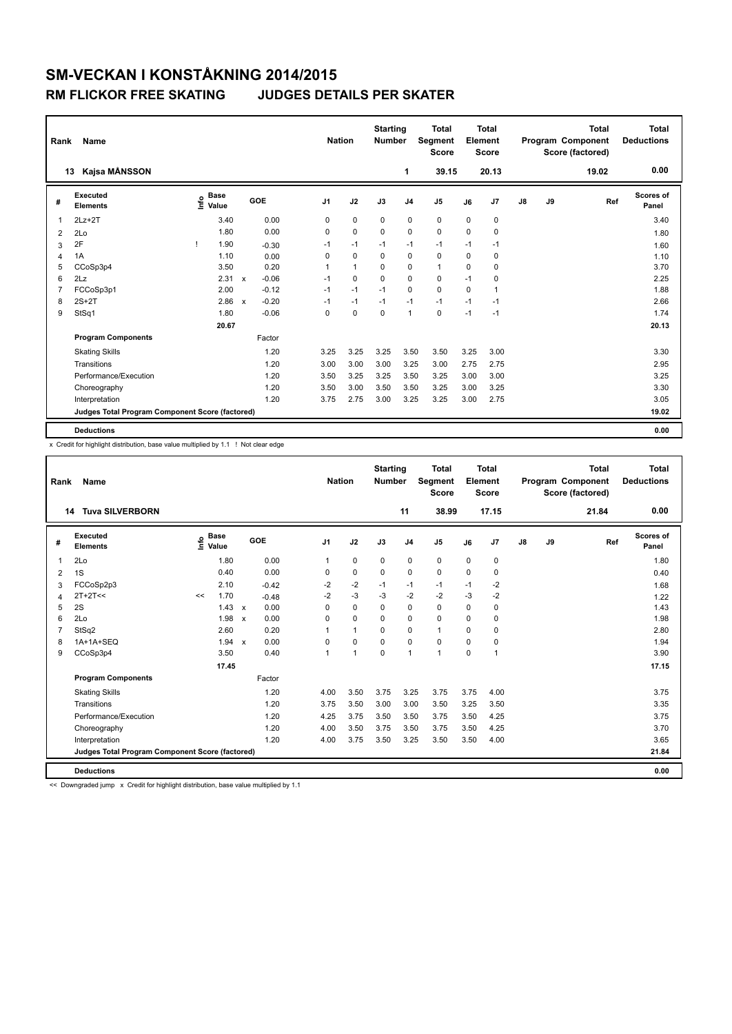# SM-VECKAN I KONSTÅKNING 2014/2015

## RM FLICKOR FREE SKATING JUDGES DETAILS PER SKATER

| Rank | Name | Nation | Starting Number | Total Segment Score | Total Element Score | Total Program Component Score (factored) | Total Deductions |
|---|---|---|---|---|---|---|---|
| 13 | Kajsa MÅNSSON | | 1 | 39.15 | 20.13 | 19.02 | 0.00 |

| # | Executed Elements | Info | Base Value | | GOE | J1 | J2 | J3 | J4 | J5 | J6 | J7 | J8 | J9 | Ref | Scores of Panel |
|---|---|---|---|---|---|---|---|---|---|---|---|---|---|---|---|---|
| 1 | 2Lz+2T | | 3.40 | | 0.00 | 0 | 0 | 0 | 0 | 0 | 0 | 0 | | | | 3.40 |
| 2 | 2Lo | | 1.80 | | 0.00 | 0 | 0 | 0 | 0 | 0 | 0 | 0 | | | | 1.80 |
| 3 | 2F | ! | 1.90 | | -0.30 | -1 | -1 | -1 | -1 | -1 | -1 | -1 | | | | 1.60 |
| 4 | 1A | | 1.10 | | 0.00 | 0 | 0 | 0 | 0 | 0 | 0 | 0 | | | | 1.10 |
| 5 | CCoSp3p4 | | 3.50 | | 0.20 | 1 | 1 | 0 | 0 | 1 | 0 | 0 | | | | 3.70 |
| 6 | 2Lz | | 2.31 | x | -0.06 | -1 | 0 | 0 | 0 | 0 | -1 | 0 | | | | 2.25 |
| 7 | FCCoSp3p1 | | 2.00 | | -0.12 | -1 | -1 | -1 | 0 | 0 | 0 | 1 | | | | 1.88 |
| 8 | 2S+2T | | 2.86 | x | -0.20 | -1 | -1 | -1 | -1 | -1 | -1 | -1 | | | | 2.66 |
| 9 | StSq1 | | 1.80 | | -0.06 | 0 | 0 | 0 | 1 | 0 | -1 | -1 | | | | 1.74 |
| | | | 20.67 | | | | | | | | | | | | | 20.13 |
| | **Program Components** | | | | Factor | | | | | | | | | | | |
| | Skating Skills | | | | 1.20 | 3.25 | 3.25 | 3.25 | 3.50 | 3.50 | 3.25 | 3.00 | | | | 3.30 |
| | Transitions | | | | 1.20 | 3.00 | 3.00 | 3.00 | 3.25 | 3.00 | 2.75 | 2.75 | | | | 2.95 |
| | Performance/Execution | | | | 1.20 | 3.50 | 3.25 | 3.25 | 3.50 | 3.25 | 3.00 | 3.00 | | | | 3.25 |
| | Choreography | | | | 1.20 | 3.50 | 3.00 | 3.50 | 3.50 | 3.25 | 3.00 | 3.25 | | | | 3.30 |
| | Interpretation | | | | 1.20 | 3.75 | 2.75 | 3.00 | 3.25 | 3.25 | 3.00 | 2.75 | | | | 3.05 |
| | **Judges Total Program Component Score (factored)** | | | | | | | | | | | | | | | 19.02 |
| | **Deductions** | | | | | | | | | | | | | | | 0.00 |

x Credit for highlight distribution, base value multiplied by 1.1 ! Not clear edge

| Rank | Name | Nation | Starting Number | Total Segment Score | Total Element Score | Total Program Component Score (factored) | Total Deductions |
|---|---|---|---|---|---|---|---|
| 14 | Tuva SILVERBORN | | 11 | 38.99 | 17.15 | 21.84 | 0.00 |

| # | Executed Elements | Info | Base Value | | GOE | J1 | J2 | J3 | J4 | J5 | J6 | J7 | J8 | J9 | Ref | Scores of Panel |
|---|---|---|---|---|---|---|---|---|---|---|---|---|---|---|---|---|
| 1 | 2Lo | | 1.80 | | 0.00 | 1 | 0 | 0 | 0 | 0 | 0 | 0 | | | | 1.80 |
| 2 | 1S | | 0.40 | | 0.00 | 0 | 0 | 0 | 0 | 0 | 0 | 0 | | | | 0.40 |
| 3 | FCCoSp2p3 | | 2.10 | | -0.42 | -2 | -2 | -1 | -1 | -1 | -1 | -2 | | | | 1.68 |
| 4 | 2T+2T<< | << | 1.70 | | -0.48 | -2 | -3 | -3 | -2 | -2 | -3 | -2 | | | | 1.22 |
| 5 | 2S | | 1.43 | x | 0.00 | 0 | 0 | 0 | 0 | 0 | 0 | 0 | | | | 1.43 |
| 6 | 2Lo | | 1.98 | x | 0.00 | 0 | 0 | 0 | 0 | 0 | 0 | 0 | | | | 1.98 |
| 7 | StSq2 | | 2.60 | | 0.20 | 1 | 1 | 0 | 0 | 1 | 0 | 0 | | | | 2.80 |
| 8 | 1A+1A+SEQ | | 1.94 | x | 0.00 | 0 | 0 | 0 | 0 | 0 | 0 | 0 | | | | 1.94 |
| 9 | CCoSp3p4 | | 3.50 | | 0.40 | 1 | 1 | 0 | 1 | 1 | 0 | 1 | | | | 3.90 |
| | | | 17.45 | | | | | | | | | | | | | 17.15 |
| | **Program Components** | | | | Factor | | | | | | | | | | | |
| | Skating Skills | | | | 1.20 | 4.00 | 3.50 | 3.75 | 3.25 | 3.75 | 3.75 | 4.00 | | | | 3.75 |
| | Transitions | | | | 1.20 | 3.75 | 3.50 | 3.00 | 3.00 | 3.50 | 3.25 | 3.50 | | | | 3.35 |
| | Performance/Execution | | | | 1.20 | 4.25 | 3.75 | 3.50 | 3.50 | 3.75 | 3.50 | 4.25 | | | | 3.75 |
| | Choreography | | | | 1.20 | 4.00 | 3.50 | 3.75 | 3.50 | 3.75 | 3.50 | 4.25 | | | | 3.70 |
| | Interpretation | | | | 1.20 | 4.00 | 3.75 | 3.50 | 3.25 | 3.50 | 3.50 | 4.00 | | | | 3.65 |
| | **Judges Total Program Component Score (factored)** | | | | | | | | | | | | | | | 21.84 |
| | **Deductions** | | | | | | | | | | | | | | | 0.00 |

<< Downgraded jump x Credit for highlight distribution, base value multiplied by 1.1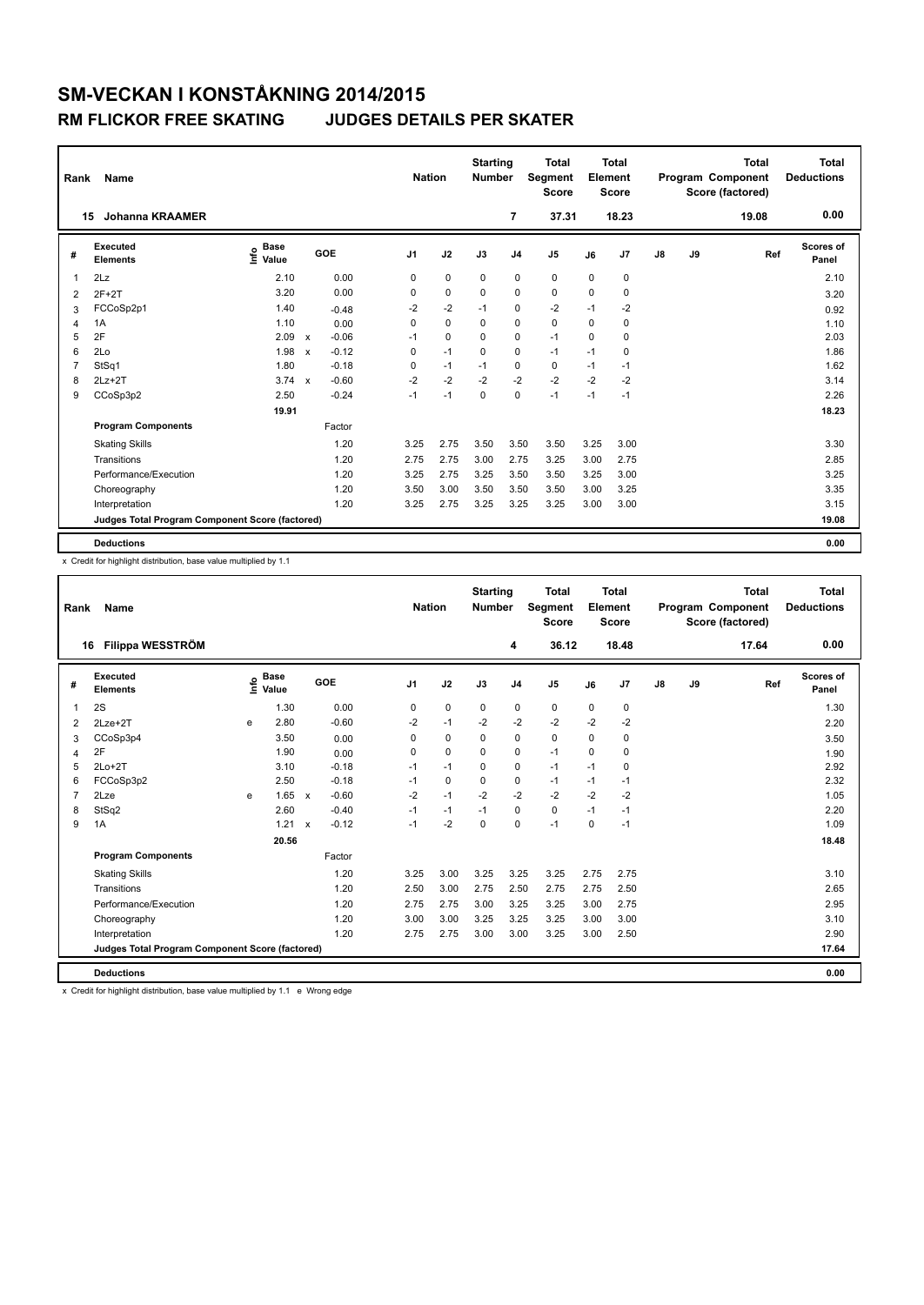# SM-VECKAN I KONSTÅKNING 2014/2015

## RM FLICKOR FREE SKATING JUDGES DETAILS PER SKATER

| Rank | Name | Nation | Starting Number | Total Segment Score | Total Element Score | Total Program Component Score (factored) | Total Deductions |
|---|---|---|---|---|---|---|---|
| 15 | Johanna KRAAMER | | 7 | 37.31 | 18.23 | 19.08 | 0.00 |

| # | Executed Elements | Info | Base Value | | GOE | J1 | J2 | J3 | J4 | J5 | J6 | J7 | J8 | J9 | Ref | Scores of Panel |
|---|---|---|---|---|---|---|---|---|---|---|---|---|---|---|---|---|
| 1 | 2Lz | | 2.10 | | 0.00 | 0 | 0 | 0 | 0 | 0 | 0 | 0 | | | | 2.10 |
| 2 | 2F+2T | | 3.20 | | 0.00 | 0 | 0 | 0 | 0 | 0 | 0 | 0 | | | | 3.20 |
| 3 | FCCoSp2p1 | | 1.40 | | -0.48 | -2 | -2 | -1 | 0 | -2 | -1 | -2 | | | | 0.92 |
| 4 | 1A | | 1.10 | | 0.00 | 0 | 0 | 0 | 0 | 0 | 0 | 0 | | | | 1.10 |
| 5 | 2F | | 2.09 | x | -0.06 | -1 | 0 | 0 | 0 | -1 | 0 | 0 | | | | 2.03 |
| 6 | 2Lo | | 1.98 | x | -0.12 | 0 | -1 | 0 | 0 | -1 | -1 | 0 | | | | 1.86 |
| 7 | StSq1 | | 1.80 | | -0.18 | 0 | -1 | -1 | 0 | 0 | -1 | -1 | | | | 1.62 |
| 8 | 2Lz+2T | | 3.74 | x | -0.60 | -2 | -2 | -2 | -2 | -2 | -2 | -2 | | | | 3.14 |
| 9 | CCoSp3p2 | | 2.50 | | -0.24 | -1 | -1 | 0 | 0 | -1 | -1 | -1 | | | | 2.26 |
| | | | 19.91 | | | | | | | | | | | | | 18.23 |
| | **Program Components** | | | | Factor | | | | | | | | | | | |
| | Skating Skills | | | | 1.20 | 3.25 | 2.75 | 3.50 | 3.50 | 3.50 | 3.25 | 3.00 | | | | 3.30 |
| | Transitions | | | | 1.20 | 2.75 | 2.75 | 3.00 | 2.75 | 3.25 | 3.00 | 2.75 | | | | 2.85 |
| | Performance/Execution | | | | 1.20 | 3.25 | 2.75 | 3.25 | 3.50 | 3.50 | 3.25 | 3.00 | | | | 3.25 |
| | Choreography | | | | 1.20 | 3.50 | 3.00 | 3.50 | 3.50 | 3.50 | 3.00 | 3.25 | | | | 3.35 |
| | Interpretation | | | | 1.20 | 3.25 | 2.75 | 3.25 | 3.25 | 3.25 | 3.00 | 3.00 | | | | 3.15 |
| | **Judges Total Program Component Score (factored)** | | | | | | | | | | | | | | | 19.08 |
| | **Deductions** | | | | | | | | | | | | | | | 0.00 |

x Credit for highlight distribution, base value multiplied by 1.1

| Rank | Name | Nation | Starting Number | Total Segment Score | Total Element Score | Total Program Component Score (factored) | Total Deductions |
|---|---|---|---|---|---|---|---|
| 16 | Filippa WESSTRÖM | | 4 | 36.12 | 18.48 | 17.64 | 0.00 |

| # | Executed Elements | Info | Base Value | | GOE | J1 | J2 | J3 | J4 | J5 | J6 | J7 | J8 | J9 | Ref | Scores of Panel |
|---|---|---|---|---|---|---|---|---|---|---|---|---|---|---|---|---|
| 1 | 2S | | 1.30 | | 0.00 | 0 | 0 | 0 | 0 | 0 | 0 | 0 | | | | 1.30 |
| 2 | 2Lze+2T | e | 2.80 | | -0.60 | -2 | -1 | -2 | -2 | -2 | -2 | -2 | | | | 2.20 |
| 3 | CCoSp3p4 | | 3.50 | | 0.00 | 0 | 0 | 0 | 0 | 0 | 0 | 0 | | | | 3.50 |
| 4 | 2F | | 1.90 | | 0.00 | 0 | 0 | 0 | 0 | -1 | 0 | 0 | | | | 1.90 |
| 5 | 2Lo+2T | | 3.10 | | -0.18 | -1 | -1 | 0 | 0 | -1 | -1 | 0 | | | | 2.92 |
| 6 | FCCoSp3p2 | | 2.50 | | -0.18 | -1 | 0 | 0 | 0 | -1 | -1 | -1 | | | | 2.32 |
| 7 | 2Lze | e | 1.65 | x | -0.60 | -2 | -1 | -2 | -2 | -2 | -2 | -2 | | | | 1.05 |
| 8 | StSq2 | | 2.60 | | -0.40 | -1 | -1 | -1 | 0 | 0 | -1 | -1 | | | | 2.20 |
| 9 | 1A | | 1.21 | x | -0.12 | -1 | -2 | 0 | 0 | -1 | 0 | -1 | | | | 1.09 |
| | | | 20.56 | | | | | | | | | | | | | 18.48 |
| | **Program Components** | | | | Factor | | | | | | | | | | | |
| | Skating Skills | | | | 1.20 | 3.25 | 3.00 | 3.25 | 3.25 | 3.25 | 2.75 | 2.75 | | | | 3.10 |
| | Transitions | | | | 1.20 | 2.50 | 3.00 | 2.75 | 2.50 | 2.75 | 2.75 | 2.50 | | | | 2.65 |
| | Performance/Execution | | | | 1.20 | 2.75 | 2.75 | 3.00 | 3.25 | 3.25 | 3.00 | 2.75 | | | | 2.95 |
| | Choreography | | | | 1.20 | 3.00 | 3.00 | 3.25 | 3.25 | 3.25 | 3.00 | 3.00 | | | | 3.10 |
| | Interpretation | | | | 1.20 | 2.75 | 2.75 | 3.00 | 3.00 | 3.25 | 3.00 | 2.50 | | | | 2.90 |
| | **Judges Total Program Component Score (factored)** | | | | | | | | | | | | | | | 17.64 |
| | **Deductions** | | | | | | | | | | | | | | | 0.00 |

x Credit for highlight distribution, base value multiplied by 1.1 e Wrong edge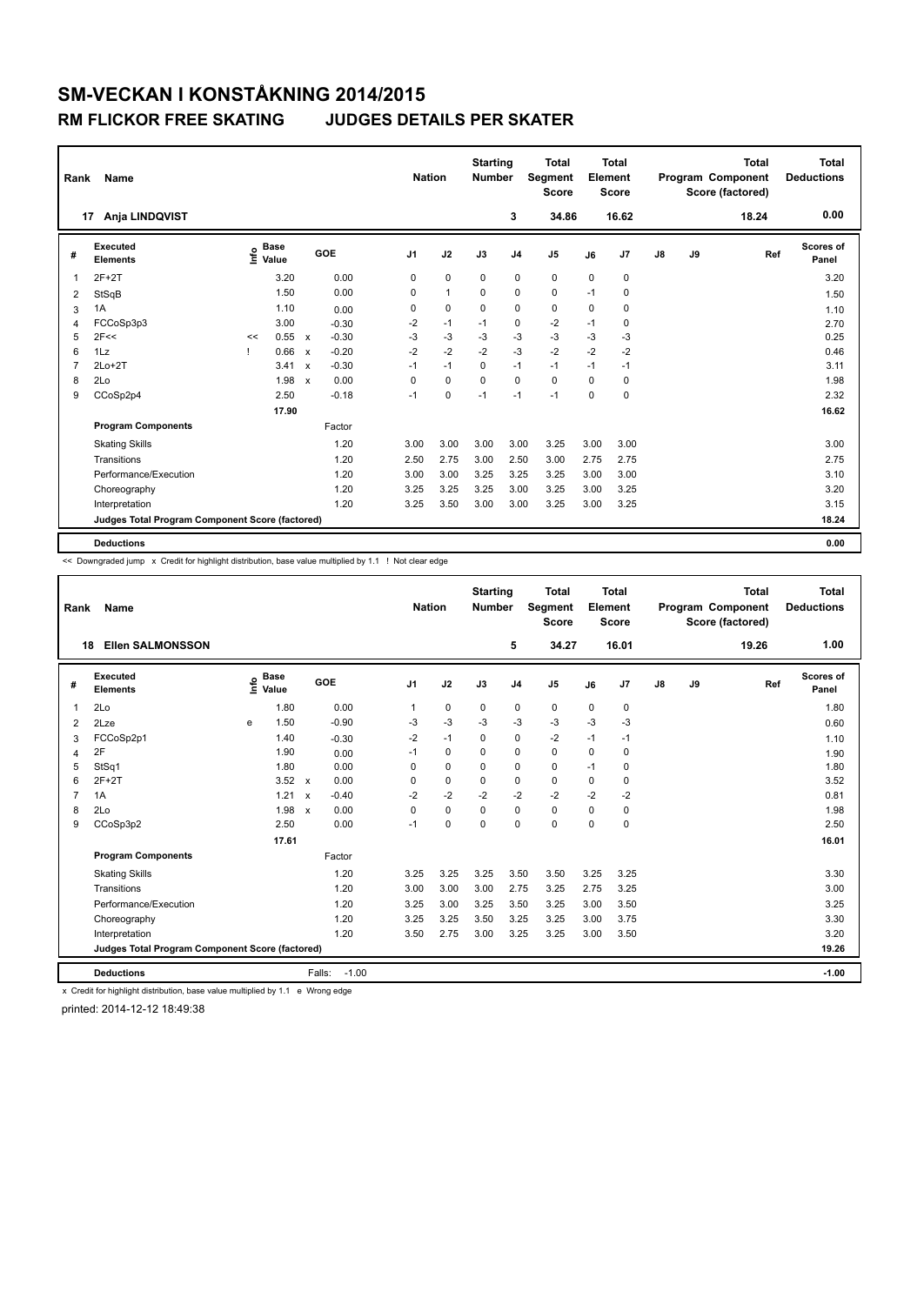# SM-VECKAN I KONSTÅKNING 2014/2015

## RM FLICKOR FREE SKATING JUDGES DETAILS PER SKATER

| Rank | Name | Nation | Starting Number | Total Segment Score | Total Element Score | Total Program Component Score (factored) | Total Deductions |
|---|---|---|---|---|---|---|---|
| 17 | Anja LINDQVIST | | 3 | 34.86 | 16.62 | 18.24 | 0.00 |

| # | Executed Elements | Info | Base Value | | GOE | J1 | J2 | J3 | J4 | J5 | J6 | J7 | J8 | J9 | Ref | Scores of Panel |
|---|---|---|---|---|---|---|---|---|---|---|---|---|---|---|---|---|
| 1 | 2F+2T | | 3.20 | | 0.00 | 0 | 0 | 0 | 0 | 0 | 0 | 0 | | | | 3.20 |
| 2 | StSqB | | 1.50 | | 0.00 | 0 | 1 | 0 | 0 | 0 | -1 | 0 | | | | 1.50 |
| 3 | 1A | | 1.10 | | 0.00 | 0 | 0 | 0 | 0 | 0 | 0 | 0 | | | | 1.10 |
| 4 | FCCoSp3p3 | | 3.00 | | -0.30 | -2 | -1 | -1 | 0 | -2 | -1 | 0 | | | | 2.70 |
| 5 | 2F<< | << | 0.55 | x | -0.30 | -3 | -3 | -3 | -3 | -3 | -3 | -3 | | | | 0.25 |
| 6 | 1Lz | ! | 0.66 | x | -0.20 | -2 | -2 | -2 | -3 | -2 | -2 | -2 | | | | 0.46 |
| 7 | 2Lo+2T | | 3.41 | x | -0.30 | -1 | -1 | 0 | -1 | -1 | -1 | -1 | | | | 3.11 |
| 8 | 2Lo | | 1.98 | x | 0.00 | 0 | 0 | 0 | 0 | 0 | 0 | 0 | | | | 1.98 |
| 9 | CCoSp2p4 | | 2.50 | | -0.18 | -1 | 0 | -1 | -1 | -1 | 0 | 0 | | | | 2.32 |
| | | | 17.90 | | | | | | | | | | | | | 16.62 |
| | **Program Components** | | | | Factor | | | | | | | | | | | |
| | Skating Skills | | | | 1.20 | 3.00 | 3.00 | 3.00 | 3.00 | 3.25 | 3.00 | 3.00 | | | | 3.00 |
| | Transitions | | | | 1.20 | 2.50 | 2.75 | 3.00 | 2.50 | 3.00 | 2.75 | 2.75 | | | | 2.75 |
| | Performance/Execution | | | | 1.20 | 3.00 | 3.00 | 3.25 | 3.25 | 3.25 | 3.00 | 3.00 | | | | 3.10 |
| | Choreography | | | | 1.20 | 3.25 | 3.25 | 3.25 | 3.00 | 3.25 | 3.00 | 3.25 | | | | 3.20 |
| | Interpretation | | | | 1.20 | 3.25 | 3.50 | 3.00 | 3.00 | 3.25 | 3.00 | 3.25 | | | | 3.15 |
| | **Judges Total Program Component Score (factored)** | | | | | | | | | | | | | | | 18.24 |
| | **Deductions** | | | | | | | | | | | | | | | 0.00 |

<< Downgraded jump x Credit for highlight distribution, base value multiplied by 1.1 ! Not clear edge

| Rank | Name | Nation | Starting Number | Total Segment Score | Total Element Score | Total Program Component Score (factored) | Total Deductions |
|---|---|---|---|---|---|---|---|
| 18 | Ellen SALMONSSON | | 5 | 34.27 | 16.01 | 19.26 | 1.00 |

| # | Executed Elements | Info | Base Value | | GOE | J1 | J2 | J3 | J4 | J5 | J6 | J7 | J8 | J9 | Ref | Scores of Panel |
|---|---|---|---|---|---|---|---|---|---|---|---|---|---|---|---|---|
| 1 | 2Lo | | 1.80 | | 0.00 | 1 | 0 | 0 | 0 | 0 | 0 | 0 | | | | 1.80 |
| 2 | 2Lze | e | 1.50 | | -0.90 | -3 | -3 | -3 | -3 | -3 | -3 | -3 | | | | 0.60 |
| 3 | FCCoSp2p1 | | 1.40 | | -0.30 | -2 | -1 | 0 | 0 | -2 | -1 | -1 | | | | 1.10 |
| 4 | 2F | | 1.90 | | 0.00 | -1 | 0 | 0 | 0 | 0 | 0 | 0 | | | | 1.90 |
| 5 | StSq1 | | 1.80 | | 0.00 | 0 | 0 | 0 | 0 | 0 | -1 | 0 | | | | 1.80 |
| 6 | 2F+2T | | 3.52 | x | 0.00 | 0 | 0 | 0 | 0 | 0 | 0 | 0 | | | | 3.52 |
| 7 | 1A | | 1.21 | x | -0.40 | -2 | -2 | -2 | -2 | -2 | -2 | -2 | | | | 0.81 |
| 8 | 2Lo | | 1.98 | x | 0.00 | 0 | 0 | 0 | 0 | 0 | 0 | 0 | | | | 1.98 |
| 9 | CCoSp3p2 | | 2.50 | | 0.00 | -1 | 0 | 0 | 0 | 0 | 0 | 0 | | | | 2.50 |
| | | | 17.61 | | | | | | | | | | | | | 16.01 |
| | **Program Components** | | | | Factor | | | | | | | | | | | |
| | Skating Skills | | | | 1.20 | 3.25 | 3.25 | 3.25 | 3.50 | 3.50 | 3.25 | 3.25 | | | | 3.30 |
| | Transitions | | | | 1.20 | 3.00 | 3.00 | 3.00 | 2.75 | 3.25 | 2.75 | 3.25 | | | | 3.00 |
| | Performance/Execution | | | | 1.20 | 3.25 | 3.00 | 3.25 | 3.50 | 3.25 | 3.00 | 3.50 | | | | 3.25 |
| | Choreography | | | | 1.20 | 3.25 | 3.25 | 3.50 | 3.25 | 3.25 | 3.00 | 3.75 | | | | 3.30 |
| | Interpretation | | | | 1.20 | 3.50 | 2.75 | 3.00 | 3.25 | 3.25 | 3.00 | 3.50 | | | | 3.20 |
| | **Judges Total Program Component Score (factored)** | | | | | | | | | | | | | | | 19.26 |
| | **Deductions** | | | | Falls: -1.00 | | | | | | | | | | | -1.00 |

x Credit for highlight distribution, base value multiplied by 1.1 e Wrong edge

printed: 2014-12-12 18:49:38